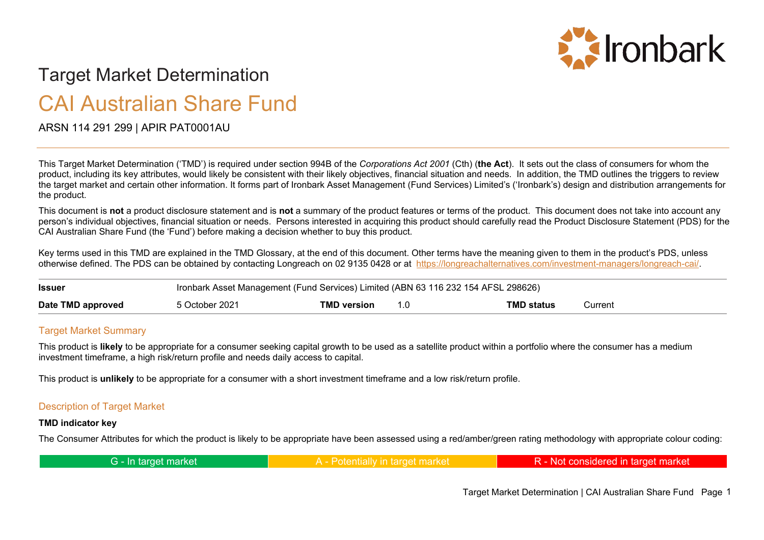# Target Market Determination

# CAI Australian Share Fund

ARSN 114 291 299 | APIR PAT0001AU

This Target Market Determination ('TMD') is required under section 994B of the *Corporations Act 2001* (Cth) (**the Act**). It sets out the class of consumers for whom the product, including its key attributes, would likely be consistent with their likely objectives, financial situation and needs. In addition, the TMD outlines the triggers to review the target market and certain other information. It forms part of Ironbark Asset Management (Fund Services) Limited's ('Ironbark's) design and distribution arrangements for the product.

This document is **not** a product disclosure statement and is **not** a summary of the product features or terms of the product. This document does not take into account any person's individual objectives, financial situation or needs. Persons interested in acquiring this product should carefully read the Product Disclosure Statement (PDS) for the CAI Australian Share Fund (the 'Fund') before making a decision whether to buy this product.

Key terms used in this TMD are explained in the TMD Glossary, at the end of this document. Other terms have the meaning given to them in the product's PDS, unless otherwise defined. The PDS can be obtained by contacting Longreach on 02 9135 0428 or at https://longreachalternatives.com/investment-managers/longreach-cai/.

| **Issuer** | Ironbark Asset Management (Fund Services) Limited (ABN 63 116 232 154 AFSL 298626) | | | | |
|---|---|---|---|---|---|
| **Date TMD approved** | 5 October 2021 | **TMD version** | 1.0 | **TMD status** | Current |

## Target Market Summary

This product is **likely** to be appropriate for a consumer seeking capital growth to be used as a satellite product within a portfolio where the consumer has a medium investment timeframe, a high risk/return profile and needs daily access to capital.

This product is **unlikely** to be appropriate for a consumer with a short investment timeframe and a low risk/return profile.

## Description of Target Market

**TMD indicator key**

The Consumer Attributes for which the product is likely to be appropriate have been assessed using a red/amber/green rating methodology with appropriate colour coding:

| G - In target market | A - Potentially in target market | R - Not considered in target market |
|---|---|---|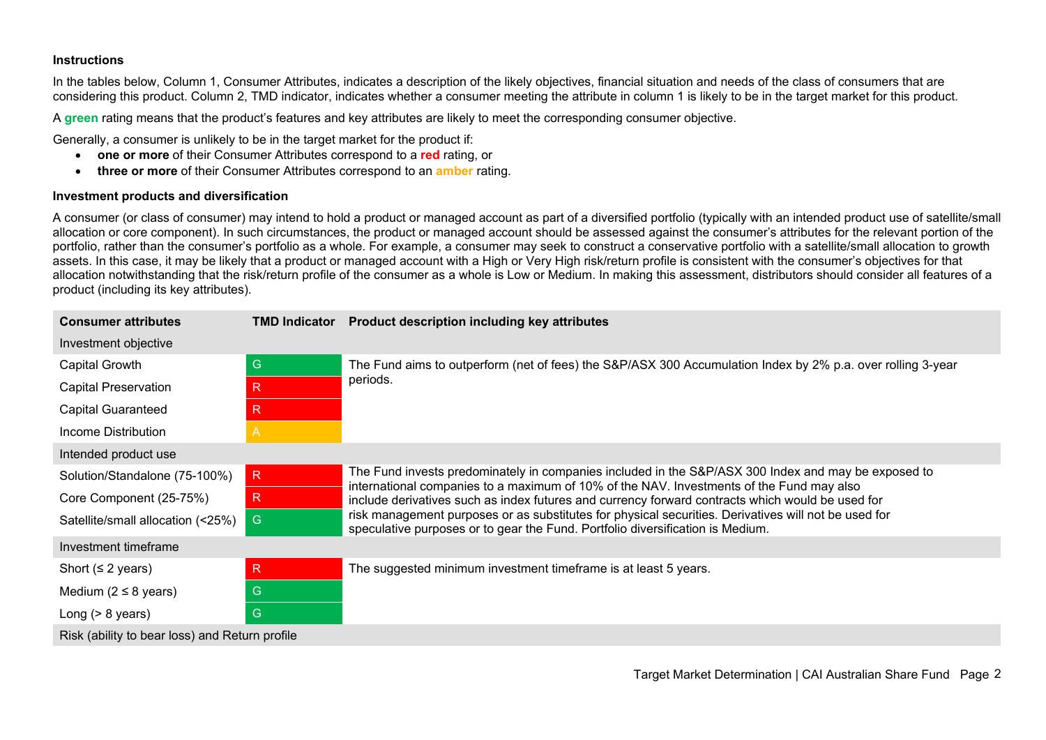**Instructions**

In the tables below, Column 1, Consumer Attributes, indicates a description of the likely objectives, financial situation and needs of the class of consumers that are considering this product. Column 2, TMD indicator, indicates whether a consumer meeting the attribute in column 1 is likely to be in the target market for this product.

A **green** rating means that the product's features and key attributes are likely to meet the corresponding consumer objective.

Generally, a consumer is unlikely to be in the target market for the product if:

- **one or more** of their Consumer Attributes correspond to a **red** rating, or
- **three or more** of their Consumer Attributes correspond to an **amber** rating.

**Investment products and diversification**

A consumer (or class of consumer) may intend to hold a product or managed account as part of a diversified portfolio (typically with an intended product use of satellite/small allocation or core component). In such circumstances, the product or managed account should be assessed against the consumer's attributes for the relevant portion of the portfolio, rather than the consumer's portfolio as a whole. For example, a consumer may seek to construct a conservative portfolio with a satellite/small allocation to growth assets. In this case, it may be likely that a product or managed account with a High or Very High risk/return profile is consistent with the consumer's objectives for that allocation notwithstanding that the risk/return profile of the consumer as a whole is Low or Medium. In making this assessment, distributors should consider all features of a product (including its key attributes).

| Consumer attributes | TMD Indicator | Product description including key attributes |
|---|---|---|
| Investment objective | | |
| Capital Growth | G | The Fund aims to outperform (net of fees) the S&P/ASX 300 Accumulation Index by 2% p.a. over rolling 3-year periods. |
| Capital Preservation | R | |
| Capital Guaranteed | R | |
| Income Distribution | A | |
| Intended product use | | |
| Solution/Standalone (75-100%) | R | The Fund invests predominately in companies included in the S&P/ASX 300 Index and may be exposed to international companies to a maximum of 10% of the NAV. Investments of the Fund may also include derivatives such as index futures and currency forward contracts which would be used for risk management purposes or as substitutes for physical securities. Derivatives will not be used for speculative purposes or to gear the Fund. Portfolio diversification is Medium. |
| Core Component (25-75%) | R | |
| Satellite/small allocation (<25%) | G | |
| Investment timeframe | | |
| Short (≤ 2 years) | R | The suggested minimum investment timeframe is at least 5 years. |
| Medium (2 ≤ 8 years) | G | |
| Long (> 8 years) | G | |
| Risk (ability to bear loss) and Return profile | | |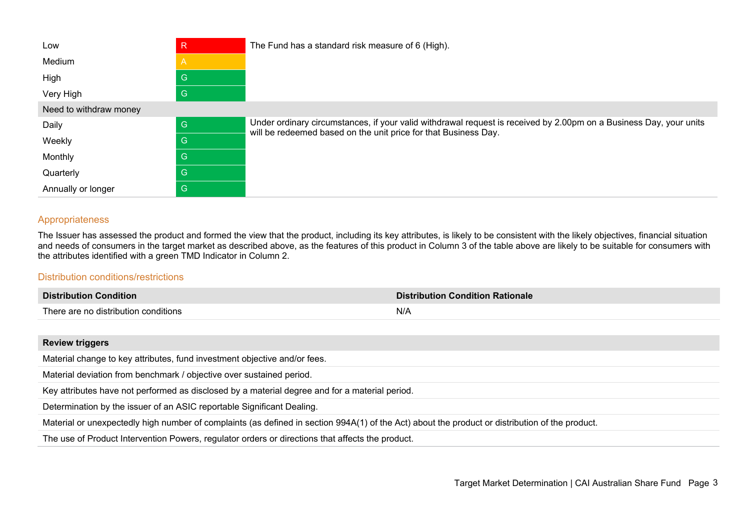| | | |
|---|---|---|
| Low | R | The Fund has a standard risk measure of 6 (High). |
| Medium | A | |
| High | G | |
| Very High | G | |
| **Need to withdraw money** | | |
| Daily | G | Under ordinary circumstances, if your valid withdrawal request is received by 2.00pm on a Business Day, your units will be redeemed based on the unit price for that Business Day. |
| Weekly | G | |
| Monthly | G | |
| Quarterly | G | |
| Annually or longer | G | |

## Appropriateness

The Issuer has assessed the product and formed the view that the product, including its key attributes, is likely to be consistent with the likely objectives, financial situation and needs of consumers in the target market as described above, as the features of this product in Column 3 of the table above are likely to be suitable for consumers with the attributes identified with a green TMD Indicator in Column 2.

## Distribution conditions/restrictions

| Distribution Condition | Distribution Condition Rationale |
|---|---|
| There are no distribution conditions | N/A |

| Review triggers |
|---|
| Material change to key attributes, fund investment objective and/or fees. |
| Material deviation from benchmark / objective over sustained period. |
| Key attributes have not performed as disclosed by a material degree and for a material period. |
| Determination by the issuer of an ASIC reportable Significant Dealing. |
| Material or unexpectedly high number of complaints (as defined in section 994A(1) of the Act) about the product or distribution of the product. |
| The use of Product Intervention Powers, regulator orders or directions that affects the product. |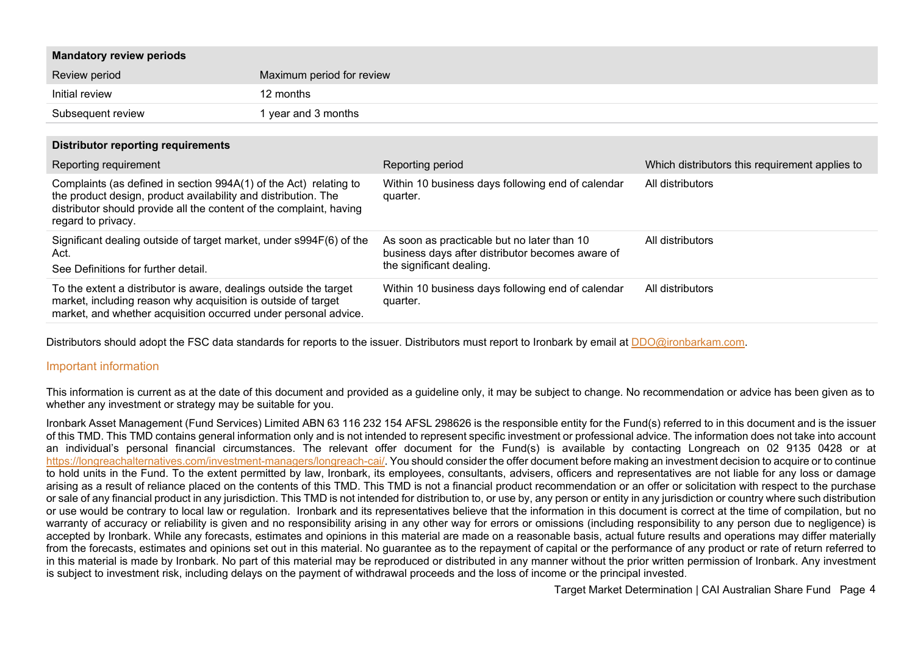| **Mandatory review periods** | |
|---|---|
| Review period | Maximum period for review |
| Initial review | 12 months |
| Subsequent review | 1 year and 3 months |

| **Distributor reporting requirements** | | |
|---|---|---|
| Reporting requirement | Reporting period | Which distributors this requirement applies to |
| Complaints (as defined in section 994A(1) of the Act) relating to the product design, product availability and distribution. The distributor should provide all the content of the complaint, having regard to privacy. | Within 10 business days following end of calendar quarter. | All distributors |
| Significant dealing outside of target market, under s994F(6) of the Act. See Definitions for further detail. | As soon as practicable but no later than 10 business days after distributor becomes aware of the significant dealing. | All distributors |
| To the extent a distributor is aware, dealings outside the target market, including reason why acquisition is outside of target market, and whether acquisition occurred under personal advice. | Within 10 business days following end of calendar quarter. | All distributors |

Distributors should adopt the FSC data standards for reports to the issuer. Distributors must report to Ironbark by email at DDO@ironbarkam.com.

## Important information

This information is current as at the date of this document and provided as a guideline only, it may be subject to change. No recommendation or advice has been given as to whether any investment or strategy may be suitable for you.

Ironbark Asset Management (Fund Services) Limited ABN 63 116 232 154 AFSL 298626 is the responsible entity for the Fund(s) referred to in this document and is the issuer of this TMD. This TMD contains general information only and is not intended to represent specific investment or professional advice. The information does not take into account an individual's personal financial circumstances. The relevant offer document for the Fund(s) is available by contacting Longreach on 02 9135 0428 or at https://longreachalternatives.com/investment-managers/longreach-cai/. You should consider the offer document before making an investment decision to acquire or to continue to hold units in the Fund. To the extent permitted by law, Ironbark, its employees, consultants, advisers, officers and representatives are not liable for any loss or damage arising as a result of reliance placed on the contents of this TMD. This TMD is not a financial product recommendation or an offer or solicitation with respect to the purchase or sale of any financial product in any jurisdiction. This TMD is not intended for distribution to, or use by, any person or entity in any jurisdiction or country where such distribution or use would be contrary to local law or regulation. Ironbark and its representatives believe that the information in this document is correct at the time of compilation, but no warranty of accuracy or reliability is given and no responsibility arising in any other way for errors or omissions (including responsibility to any person due to negligence) is accepted by Ironbark. While any forecasts, estimates and opinions in this material are made on a reasonable basis, actual future results and operations may differ materially from the forecasts, estimates and opinions set out in this material. No guarantee as to the repayment of capital or the performance of any product or rate of return referred to in this material is made by Ironbark. No part of this material may be reproduced or distributed in any manner without the prior written permission of Ironbark. Any investment is subject to investment risk, including delays on the payment of withdrawal proceeds and the loss of income or the principal invested.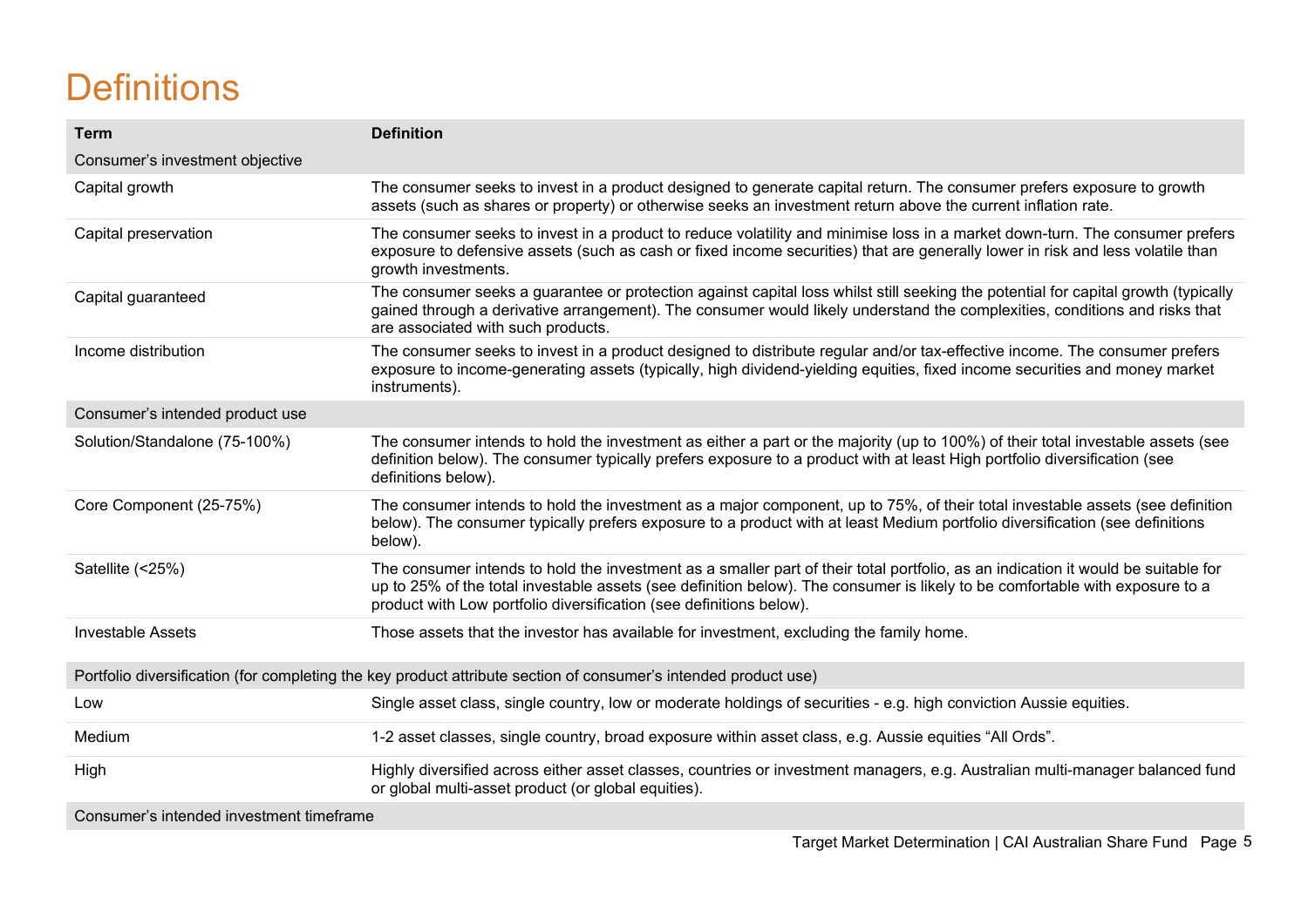# Definitions

| Term | Definition |
|---|---|
| Consumer's investment objective | |
| Capital growth | The consumer seeks to invest in a product designed to generate capital return. The consumer prefers exposure to growth assets (such as shares or property) or otherwise seeks an investment return above the current inflation rate. |
| Capital preservation | The consumer seeks to invest in a product to reduce volatility and minimise loss in a market down-turn. The consumer prefers exposure to defensive assets (such as cash or fixed income securities) that are generally lower in risk and less volatile than growth investments. |
| Capital guaranteed | The consumer seeks a guarantee or protection against capital loss whilst still seeking the potential for capital growth (typically gained through a derivative arrangement). The consumer would likely understand the complexities, conditions and risks that are associated with such products. |
| Income distribution | The consumer seeks to invest in a product designed to distribute regular and/or tax-effective income. The consumer prefers exposure to income-generating assets (typically, high dividend-yielding equities, fixed income securities and money market instruments). |
| Consumer's intended product use | |
| Solution/Standalone (75-100%) | The consumer intends to hold the investment as either a part or the majority (up to 100%) of their total investable assets (see definition below). The consumer typically prefers exposure to a product with at least High portfolio diversification (see definitions below). |
| Core Component (25-75%) | The consumer intends to hold the investment as a major component, up to 75%, of their total investable assets (see definition below). The consumer typically prefers exposure to a product with at least Medium portfolio diversification (see definitions below). |
| Satellite (<25%) | The consumer intends to hold the investment as a smaller part of their total portfolio, as an indication it would be suitable for up to 25% of the total investable assets (see definition below). The consumer is likely to be comfortable with exposure to a product with Low portfolio diversification (see definitions below). |
| Investable Assets | Those assets that the investor has available for investment, excluding the family home. |
| Portfolio diversification (for completing the key product attribute section of consumer's intended product use) | |
| Low | Single asset class, single country, low or moderate holdings of securities - e.g. high conviction Aussie equities. |
| Medium | 1-2 asset classes, single country, broad exposure within asset class, e.g. Aussie equities "All Ords". |
| High | Highly diversified across either asset classes, countries or investment managers, e.g. Australian multi-manager balanced fund or global multi-asset product (or global equities). |
| Consumer's intended investment timeframe | |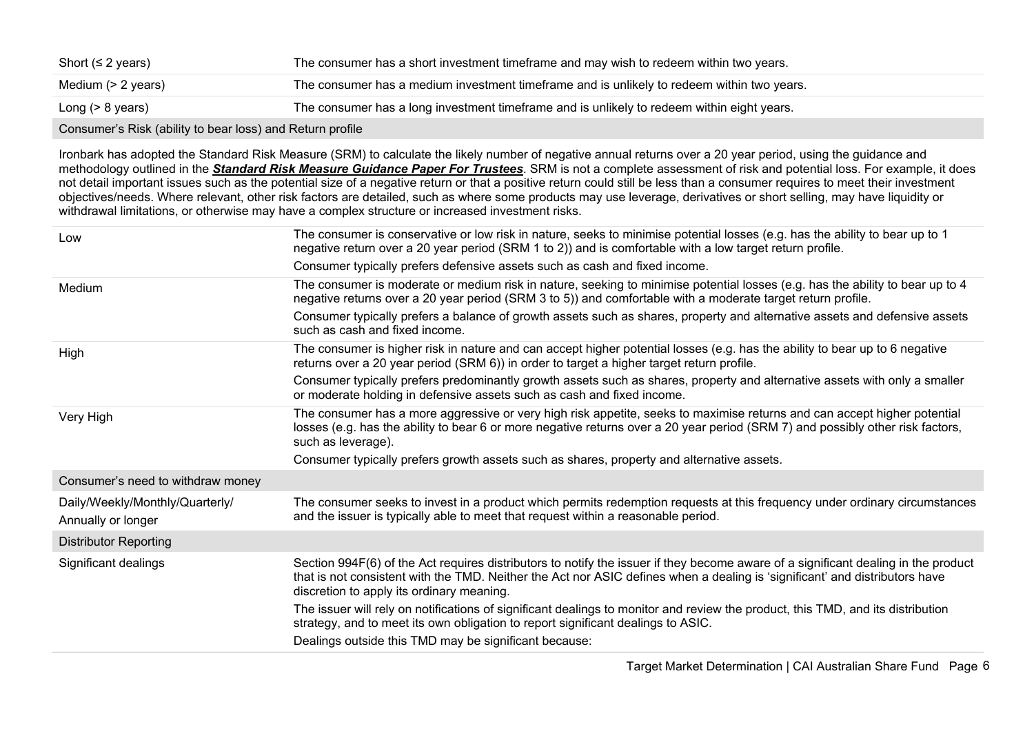| | |
|---|---|
| Short (≤ 2 years) | The consumer has a short investment timeframe and may wish to redeem within two years. |
| Medium (> 2 years) | The consumer has a medium investment timeframe and is unlikely to redeem within two years. |
| Long (> 8 years) | The consumer has a long investment timeframe and is unlikely to redeem within eight years. |
| **Consumer's Risk (ability to bear loss) and Return profile** | |

Ironbark has adopted the Standard Risk Measure (SRM) to calculate the likely number of negative annual returns over a 20 year period, using the guidance and methodology outlined in the ***Standard Risk Measure Guidance Paper For Trustees***. SRM is not a complete assessment of risk and potential loss. For example, it does not detail important issues such as the potential size of a negative return or that a positive return could still be less than a consumer requires to meet their investment objectives/needs. Where relevant, other risk factors are detailed, such as where some products may use leverage, derivatives or short selling, may have liquidity or withdrawal limitations, or otherwise may have a complex structure or increased investment risks.

| | |
|---|---|
| Low | The consumer is conservative or low risk in nature, seeks to minimise potential losses (e.g. has the ability to bear up to 1 negative return over a 20 year period (SRM 1 to 2)) and is comfortable with a low target return profile.<br>Consumer typically prefers defensive assets such as cash and fixed income. |
| Medium | The consumer is moderate or medium risk in nature, seeking to minimise potential losses (e.g. has the ability to bear up to 4 negative returns over a 20 year period (SRM 3 to 5)) and comfortable with a moderate target return profile.<br>Consumer typically prefers a balance of growth assets such as shares, property and alternative assets and defensive assets such as cash and fixed income. |
| High | The consumer is higher risk in nature and can accept higher potential losses (e.g. has the ability to bear up to 6 negative returns over a 20 year period (SRM 6)) in order to target a higher target return profile.<br>Consumer typically prefers predominantly growth assets such as shares, property and alternative assets with only a smaller or moderate holding in defensive assets such as cash and fixed income. |
| Very High | The consumer has a more aggressive or very high risk appetite, seeks to maximise returns and can accept higher potential losses (e.g. has the ability to bear 6 or more negative returns over a 20 year period (SRM 7) and possibly other risk factors, such as leverage).<br>Consumer typically prefers growth assets such as shares, property and alternative assets. |
| **Consumer's need to withdraw money** | |
| Daily/Weekly/Monthly/Quarterly/<br>Annually or longer | The consumer seeks to invest in a product which permits redemption requests at this frequency under ordinary circumstances and the issuer is typically able to meet that request within a reasonable period. |
| **Distributor Reporting** | |
| Significant dealings | Section 994F(6) of the Act requires distributors to notify the issuer if they become aware of a significant dealing in the product that is not consistent with the TMD. Neither the Act nor ASIC defines when a dealing is 'significant' and distributors have discretion to apply its ordinary meaning.<br>The issuer will rely on notifications of significant dealings to monitor and review the product, this TMD, and its distribution strategy, and to meet its own obligation to report significant dealings to ASIC.<br>Dealings outside this TMD may be significant because: |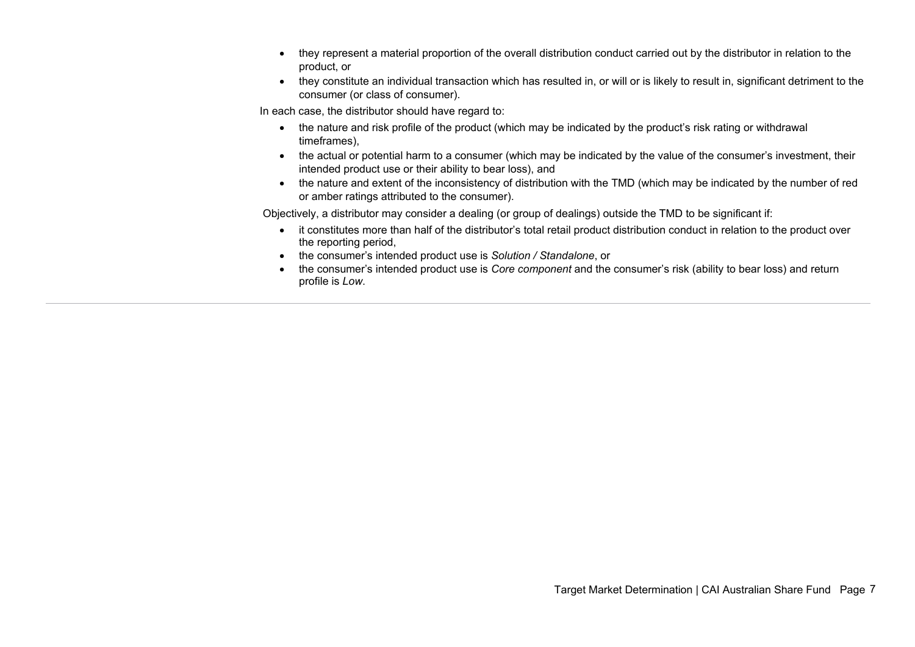- they represent a material proportion of the overall distribution conduct carried out by the distributor in relation to the product, or
- they constitute an individual transaction which has resulted in, or will or is likely to result in, significant detriment to the consumer (or class of consumer).

In each case, the distributor should have regard to:

- the nature and risk profile of the product (which may be indicated by the product's risk rating or withdrawal timeframes),
- the actual or potential harm to a consumer (which may be indicated by the value of the consumer's investment, their intended product use or their ability to bear loss), and
- the nature and extent of the inconsistency of distribution with the TMD (which may be indicated by the number of red or amber ratings attributed to the consumer).

Objectively, a distributor may consider a dealing (or group of dealings) outside the TMD to be significant if:

- it constitutes more than half of the distributor's total retail product distribution conduct in relation to the product over the reporting period,
- the consumer's intended product use is *Solution / Standalone*, or
- the consumer's intended product use is *Core component* and the consumer's risk (ability to bear loss) and return profile is *Low*.